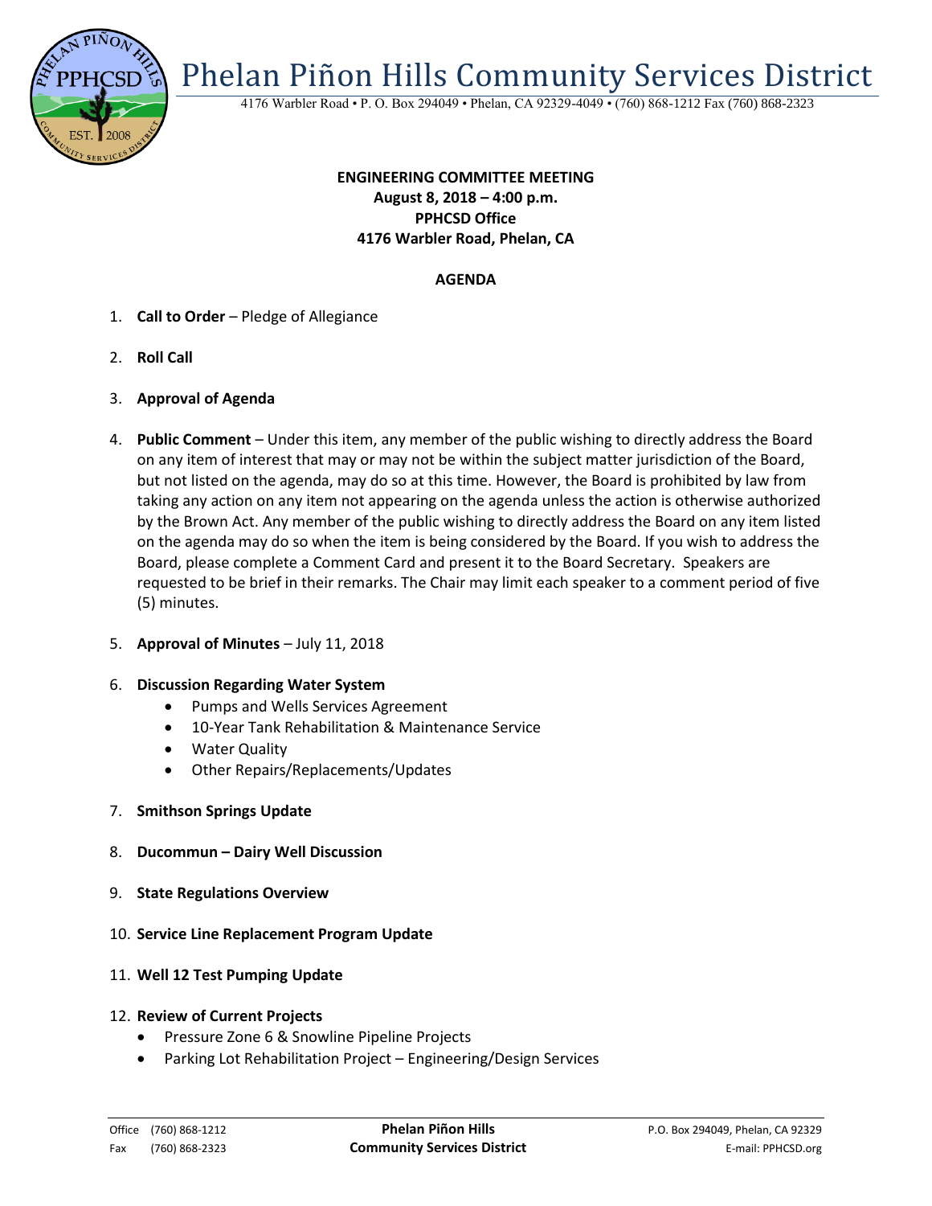# Phelan Piñon Hills Community Services District

4176 Warbler Road • P. O. Box 294049 • Phelan, CA 92329-4049 • (760) 868-1212 Fax (760) 868-2323

**ENGINEERING COMMITTEE MEETING**
**August 8, 2018 – 4:00 p.m.**
**PPHCSD Office**
**4176 Warbler Road, Phelan, CA**

## AGENDA

1. **Call to Order** – Pledge of Allegiance

2. **Roll Call**

3. **Approval of Agenda**

4. **Public Comment** – Under this item, any member of the public wishing to directly address the Board on any item of interest that may or may not be within the subject matter jurisdiction of the Board, but not listed on the agenda, may do so at this time. However, the Board is prohibited by law from taking any action on any item not appearing on the agenda unless the action is otherwise authorized by the Brown Act. Any member of the public wishing to directly address the Board on any item listed on the agenda may do so when the item is being considered by the Board. If you wish to address the Board, please complete a Comment Card and present it to the Board Secretary. Speakers are requested to be brief in their remarks. The Chair may limit each speaker to a comment period of five (5) minutes.

5. **Approval of Minutes** – July 11, 2018

6. **Discussion Regarding Water System**
   - Pumps and Wells Services Agreement
   - 10-Year Tank Rehabilitation & Maintenance Service
   - Water Quality
   - Other Repairs/Replacements/Updates

7. **Smithson Springs Update**

8. **Ducommun – Dairy Well Discussion**

9. **State Regulations Overview**

10. **Service Line Replacement Program Update**

11. **Well 12 Test Pumping Update**

12. **Review of Current Projects**
    - Pressure Zone 6 & Snowline Pipeline Projects
    - Parking Lot Rehabilitation Project – Engineering/Design Services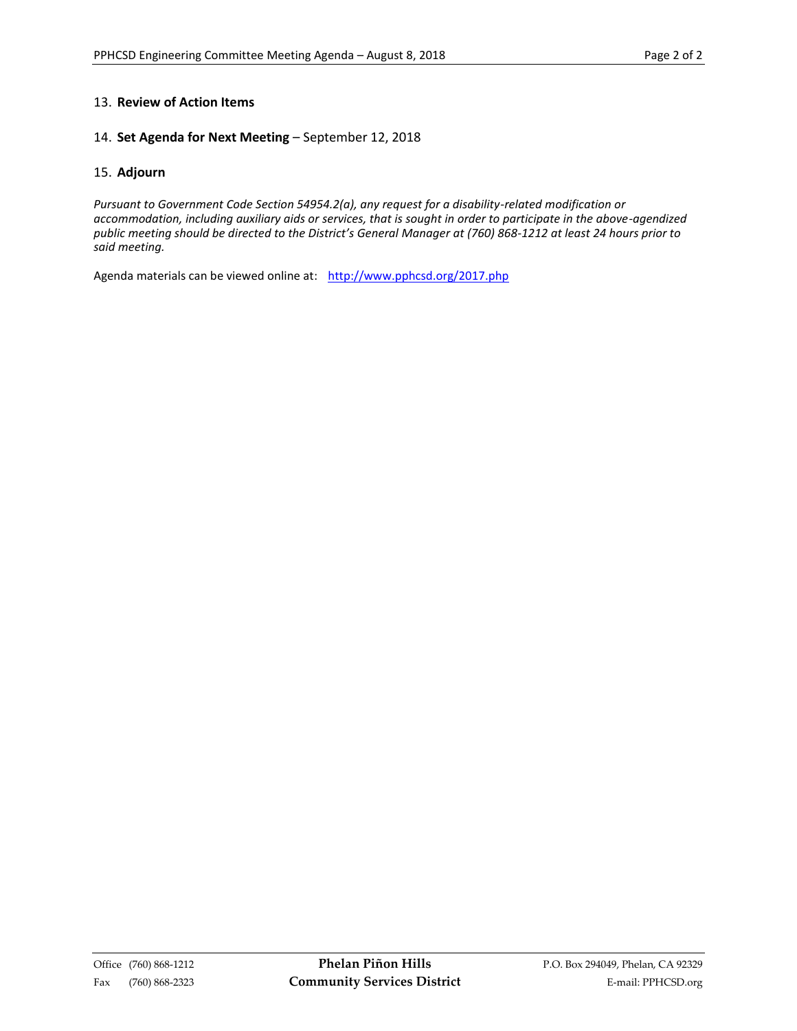13. **Review of Action Items**

14. **Set Agenda for Next Meeting** – September 12, 2018

15. **Adjourn**

*Pursuant to Government Code Section 54954.2(a), any request for a disability-related modification or accommodation, including auxiliary aids or services, that is sought in order to participate in the above-agendized public meeting should be directed to the District's General Manager at (760) 868-1212 at least 24 hours prior to said meeting.*

Agenda materials can be viewed online at: http://www.pphcsd.org/2017.php